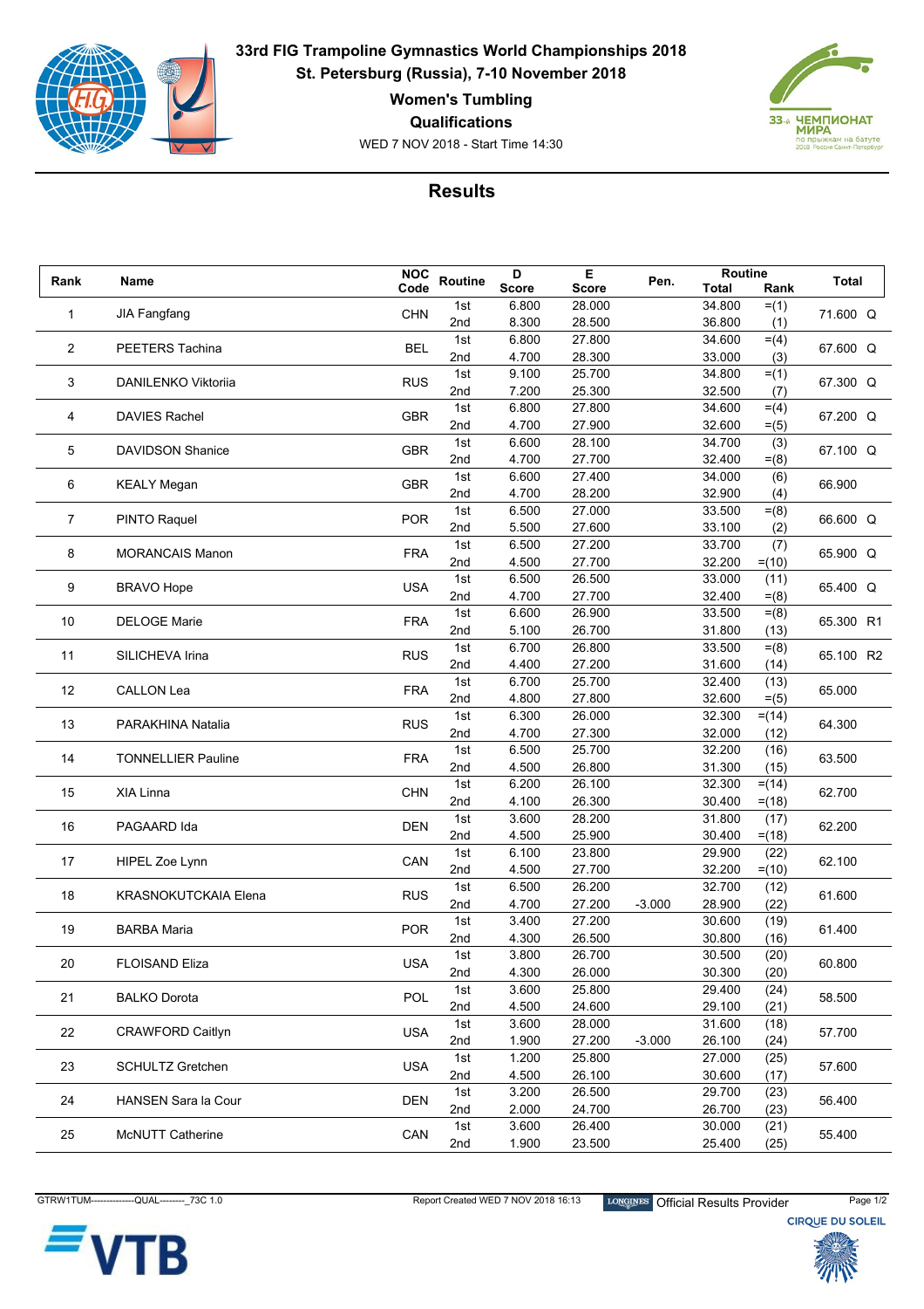# 33rd FIG Trampoline Gymnastics World Championships 2018

## St. Petersburg (Russia), 7-10 November 2018

### Women's Tumbling

### Qualifications

WED 7 NOV 2018 - Start Time 14:30

## Results

| Rank | Name | NOC Code | Routine | D Score | E Score | Pen. | Routine Total | Routine Rank | Total |
|---|---|---|---|---|---|---|---|---|---|
| 1 | JIA Fangfang | CHN | 1st | 6.800 | 28.000 | | 34.800 | =(1) | 71.600 Q |
| | | | 2nd | 8.300 | 28.500 | | 36.800 | (1) | |
| 2 | PEETERS Tachina | BEL | 1st | 6.800 | 27.800 | | 34.600 | =(4) | 67.600 Q |
| | | | 2nd | 4.700 | 28.300 | | 33.000 | (3) | |
| 3 | DANILENKO Viktoriia | RUS | 1st | 9.100 | 25.700 | | 34.800 | =(1) | 67.300 Q |
| | | | 2nd | 7.200 | 25.300 | | 32.500 | (7) | |
| 4 | DAVIES Rachel | GBR | 1st | 6.800 | 27.800 | | 34.600 | =(4) | 67.200 Q |
| | | | 2nd | 4.700 | 27.900 | | 32.600 | =(5) | |
| 5 | DAVIDSON Shanice | GBR | 1st | 6.600 | 28.100 | | 34.700 | (3) | 67.100 Q |
| | | | 2nd | 4.700 | 27.700 | | 32.400 | =(8) | |
| 6 | KEALY Megan | GBR | 1st | 6.600 | 27.400 | | 34.000 | (6) | 66.900 |
| | | | 2nd | 4.700 | 28.200 | | 32.900 | (4) | |
| 7 | PINTO Raquel | POR | 1st | 6.500 | 27.000 | | 33.500 | =(8) | 66.600 Q |
| | | | 2nd | 5.500 | 27.600 | | 33.100 | (2) | |
| 8 | MORANCAIS Manon | FRA | 1st | 6.500 | 27.200 | | 33.700 | (7) | 65.900 Q |
| | | | 2nd | 4.500 | 27.700 | | 32.200 | =(10) | |
| 9 | BRAVO Hope | USA | 1st | 6.500 | 26.500 | | 33.000 | (11) | 65.400 Q |
| | | | 2nd | 4.700 | 27.700 | | 32.400 | =(8) | |
| 10 | DELOGE Marie | FRA | 1st | 6.600 | 26.900 | | 33.500 | =(8) | 65.300 R1 |
| | | | 2nd | 5.100 | 26.700 | | 31.800 | (13) | |
| 11 | SILICHEVA Irina | RUS | 1st | 6.700 | 26.800 | | 33.500 | =(8) | 65.100 R2 |
| | | | 2nd | 4.400 | 27.200 | | 31.600 | (14) | |
| 12 | CALLON Lea | FRA | 1st | 6.700 | 25.700 | | 32.400 | (13) | 65.000 |
| | | | 2nd | 4.800 | 27.800 | | 32.600 | =(5) | |
| 13 | PARAKHINA Natalia | RUS | 1st | 6.300 | 26.000 | | 32.300 | =(14) | 64.300 |
| | | | 2nd | 4.700 | 27.300 | | 32.000 | (12) | |
| 14 | TONNELLIER Pauline | FRA | 1st | 6.500 | 25.700 | | 32.200 | (16) | 63.500 |
| | | | 2nd | 4.500 | 26.800 | | 31.300 | (15) | |
| 15 | XIA Linna | CHN | 1st | 6.200 | 26.100 | | 32.300 | =(14) | 62.700 |
| | | | 2nd | 4.100 | 26.300 | | 30.400 | =(18) | |
| 16 | PAGAARD Ida | DEN | 1st | 3.600 | 28.200 | | 31.800 | (17) | 62.200 |
| | | | 2nd | 4.500 | 25.900 | | 30.400 | =(18) | |
| 17 | HIPEL Zoe Lynn | CAN | 1st | 6.100 | 23.800 | | 29.900 | (22) | 62.100 |
| | | | 2nd | 4.500 | 27.700 | | 32.200 | =(10) | |
| 18 | KRASNOKUTCKAIA Elena | RUS | 1st | 6.500 | 26.200 | | 32.700 | (12) | 61.600 |
| | | | 2nd | 4.700 | 27.200 | -3.000 | 28.900 | (22) | |
| 19 | BARBA Maria | POR | 1st | 3.400 | 27.200 | | 30.600 | (19) | 61.400 |
| | | | 2nd | 4.300 | 26.500 | | 30.800 | (16) | |
| 20 | FLOISAND Eliza | USA | 1st | 3.800 | 26.700 | | 30.500 | (20) | 60.800 |
| | | | 2nd | 4.300 | 26.000 | | 30.300 | (20) | |
| 21 | BALKO Dorota | POL | 1st | 3.600 | 25.800 | | 29.400 | (24) | 58.500 |
| | | | 2nd | 4.500 | 24.600 | | 29.100 | (21) | |
| 22 | CRAWFORD Caitlyn | USA | 1st | 3.600 | 28.000 | | 31.600 | (18) | 57.700 |
| | | | 2nd | 1.900 | 27.200 | -3.000 | 26.100 | (24) | |
| 23 | SCHULTZ Gretchen | USA | 1st | 1.200 | 25.800 | | 27.000 | (25) | 57.600 |
| | | | 2nd | 4.500 | 26.100 | | 30.600 | (17) | |
| 24 | HANSEN Sara la Cour | DEN | 1st | 3.200 | 26.500 | | 29.700 | (23) | 56.400 |
| | | | 2nd | 2.000 | 24.700 | | 26.700 | (23) | |
| 25 | McNUTT Catherine | CAN | 1st | 3.600 | 26.400 | | 30.000 | (21) | 55.400 |
| | | | 2nd | 1.900 | 23.500 | | 25.400 | (25) | |

GTRW1TUM--------------QUAL--------_73C 1.0 Report Created WED 7 NOV 2018 16:13 Official Results Provider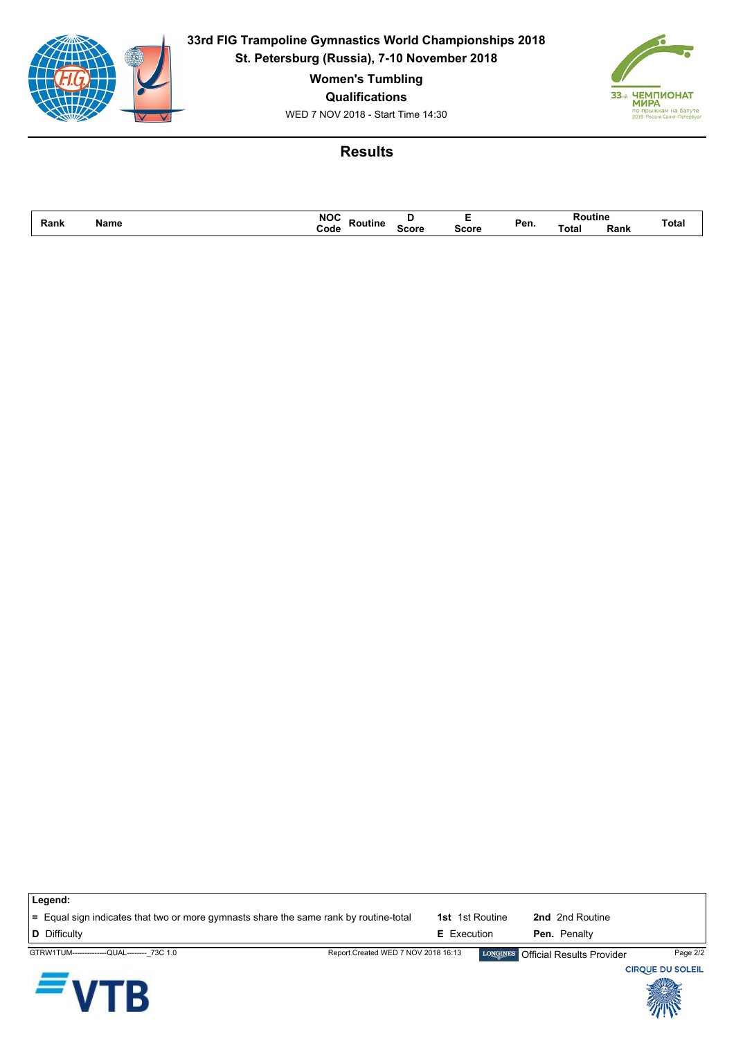33rd FIG Trampoline Gymnastics World Championships 2018
St. Petersburg (Russia), 7-10 November 2018

Women's Tumbling

Qualifications

WED 7 NOV 2018 - Start Time 14:30

## Results

| Rank | Name | NOC Code | Routine | D Score | E Score | Pen. | Routine Total | Routine Rank | Total |
|---|---|---|---|---|---|---|---|---|---|

**Legend:**

| | | |
|---|---|---|
| **=** Equal sign indicates that two or more gymnasts share the same rank by routine-total | **1st** 1st Routine | **2nd** 2nd Routine |
| **D** Difficulty | **E** Execution | **Pen.** Penalty |

GTRW1TUM--------------QUAL--------_73C 1.0    Report Created WED 7 NOV 2018 16:13    Official Results Provider